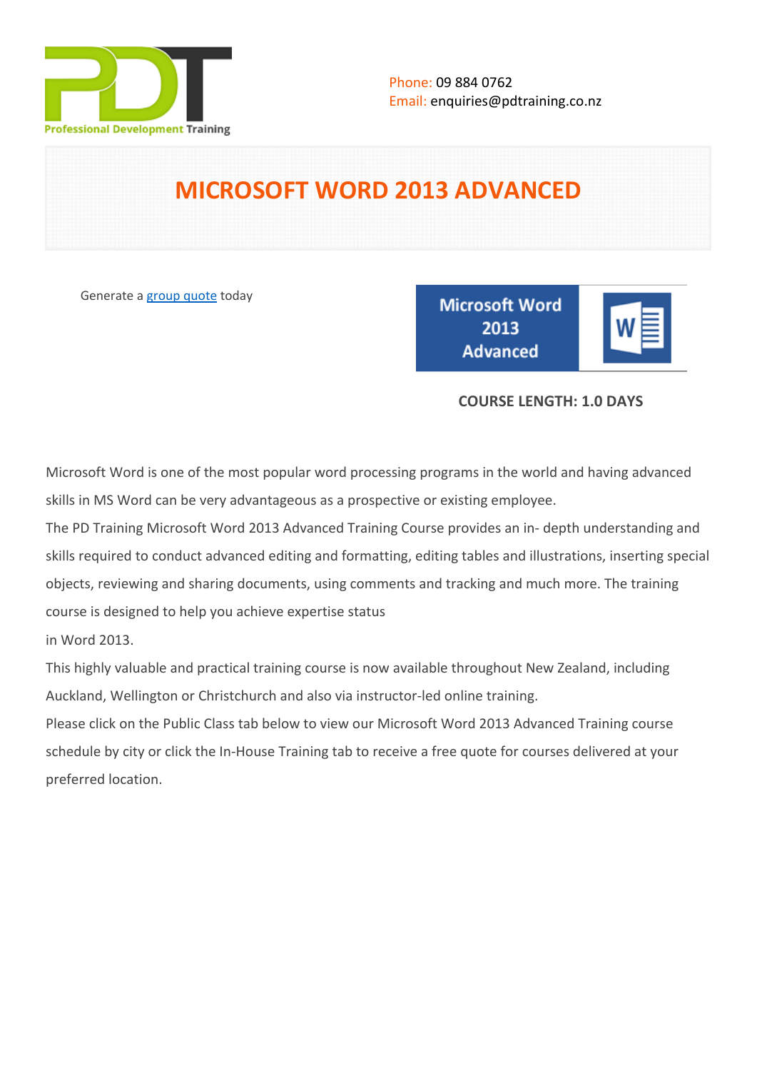Phone: 09 884 0762
Email: enquiries@pdtraining.co.nz

# MICROSOFT WORD 2013 ADVANCED

Generate a group quote today

**COURSE LENGTH: 1.0 DAYS**

Microsoft Word is one of the most popular word processing programs in the world and having advanced skills in MS Word can be very advantageous as a prospective or existing employee.

The PD Training Microsoft Word 2013 Advanced Training Course provides an in- depth understanding and skills required to conduct advanced editing and formatting, editing tables and illustrations, inserting special objects, reviewing and sharing documents, using comments and tracking and much more. The training course is designed to help you achieve expertise status
in Word 2013.

This highly valuable and practical training course is now available throughout New Zealand, including Auckland, Wellington or Christchurch and also via instructor-led online training.

Please click on the Public Class tab below to view our Microsoft Word 2013 Advanced Training course schedule by city or click the In-House Training tab to receive a free quote for courses delivered at your preferred location.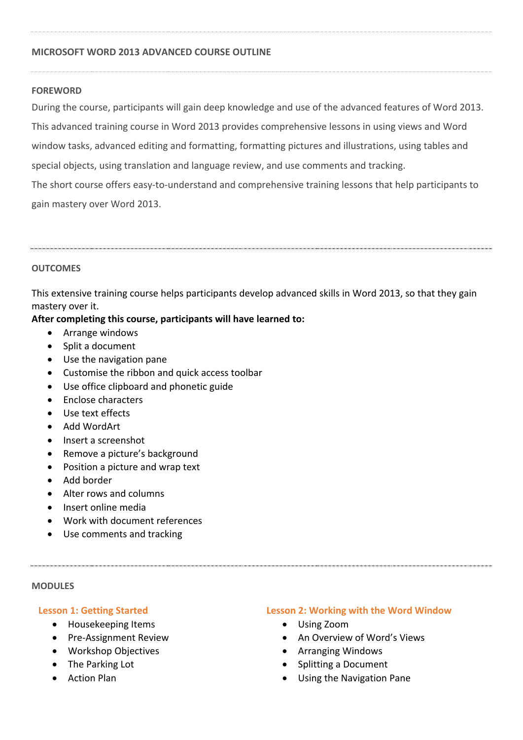# MICROSOFT WORD 2013 ADVANCED COURSE OUTLINE

## FOREWORD

During the course, participants will gain deep knowledge and use of the advanced features of Word 2013. This advanced training course in Word 2013 provides comprehensive lessons in using views and Word window tasks, advanced editing and formatting, formatting pictures and illustrations, using tables and special objects, using translation and language review, and use comments and tracking.

The short course offers easy-to-understand and comprehensive training lessons that help participants to gain mastery over Word 2013.

## OUTCOMES

This extensive training course helps participants develop advanced skills in Word 2013, so that they gain mastery over it.

**After completing this course, participants will have learned to:**

- Arrange windows
- Split a document
- Use the navigation pane
- Customise the ribbon and quick access toolbar
- Use office clipboard and phonetic guide
- Enclose characters
- Use text effects
- Add WordArt
- Insert a screenshot
- Remove a picture's background
- Position a picture and wrap text
- Add border
- Alter rows and columns
- Insert online media
- Work with document references
- Use comments and tracking

## MODULES

### Lesson 1: Getting Started

- Housekeeping Items
- Pre-Assignment Review
- Workshop Objectives
- The Parking Lot
- Action Plan

### Lesson 2: Working with the Word Window

- Using Zoom
- An Overview of Word's Views
- Arranging Windows
- Splitting a Document
- Using the Navigation Pane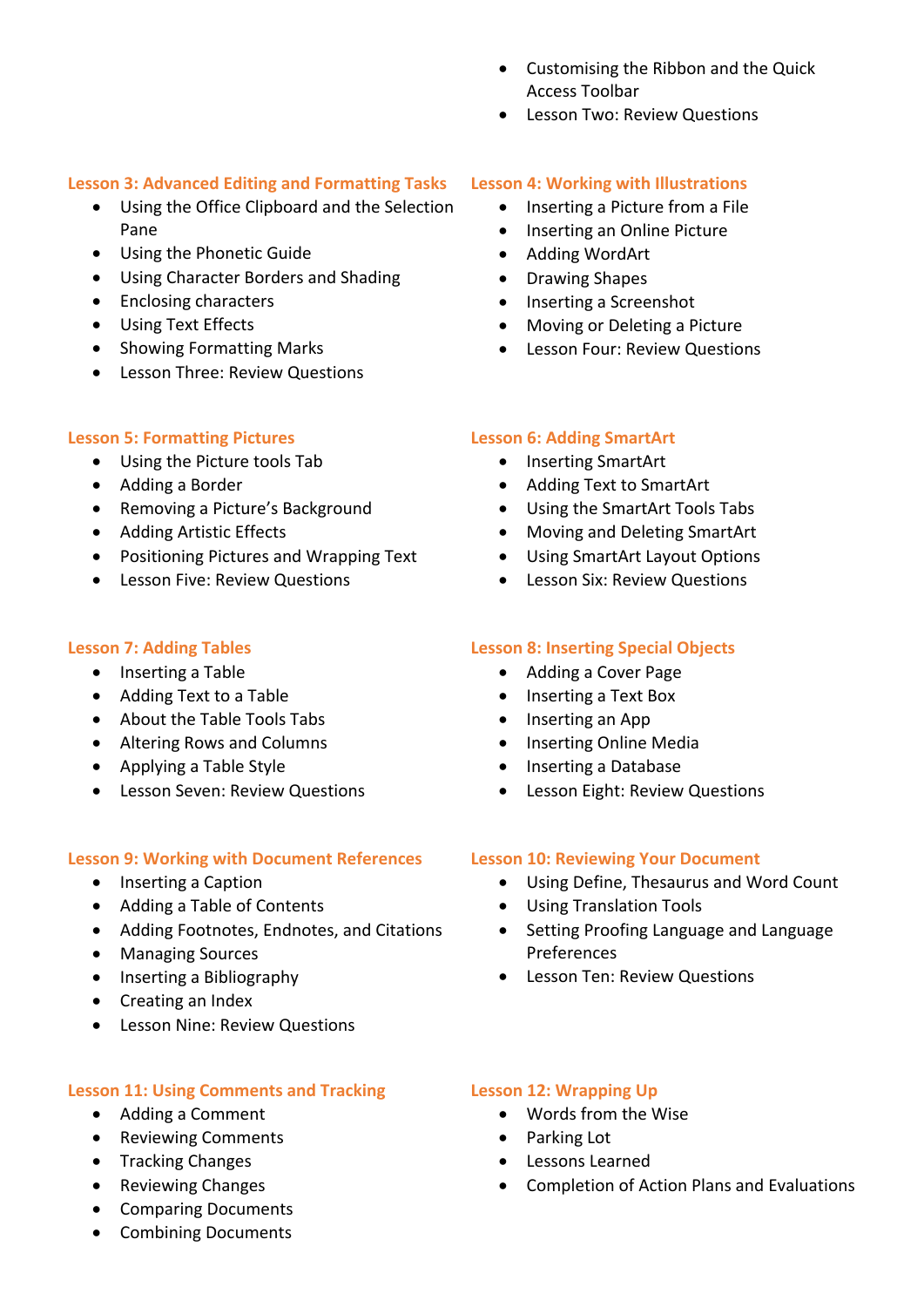- Customising the Ribbon and the Quick Access Toolbar
- Lesson Two: Review Questions

### Lesson 3: Advanced Editing and Formatting Tasks

- Using the Office Clipboard and the Selection Pane
- Using the Phonetic Guide
- Using Character Borders and Shading
- Enclosing characters
- Using Text Effects
- Showing Formatting Marks
- Lesson Three: Review Questions

### Lesson 4: Working with Illustrations

- Inserting a Picture from a File
- Inserting an Online Picture
- Adding WordArt
- Drawing Shapes
- Inserting a Screenshot
- Moving or Deleting a Picture
- Lesson Four: Review Questions

### Lesson 5: Formatting Pictures

- Using the Picture tools Tab
- Adding a Border
- Removing a Picture's Background
- Adding Artistic Effects
- Positioning Pictures and Wrapping Text
- Lesson Five: Review Questions

### Lesson 6: Adding SmartArt

- Inserting SmartArt
- Adding Text to SmartArt
- Using the SmartArt Tools Tabs
- Moving and Deleting SmartArt
- Using SmartArt Layout Options
- Lesson Six: Review Questions

### Lesson 7: Adding Tables

- Inserting a Table
- Adding Text to a Table
- About the Table Tools Tabs
- Altering Rows and Columns
- Applying a Table Style
- Lesson Seven: Review Questions

### Lesson 8: Inserting Special Objects

- Adding a Cover Page
- Inserting a Text Box
- Inserting an App
- Inserting Online Media
- Inserting a Database
- Lesson Eight: Review Questions

### Lesson 9: Working with Document References

- Inserting a Caption
- Adding a Table of Contents
- Adding Footnotes, Endnotes, and Citations
- Managing Sources
- Inserting a Bibliography
- Creating an Index
- Lesson Nine: Review Questions

### Lesson 10: Reviewing Your Document

- Using Define, Thesaurus and Word Count
- Using Translation Tools
- Setting Proofing Language and Language Preferences
- Lesson Ten: Review Questions

### Lesson 11: Using Comments and Tracking

- Adding a Comment
- Reviewing Comments
- Tracking Changes
- Reviewing Changes
- Comparing Documents
- Combining Documents

### Lesson 12: Wrapping Up

- Words from the Wise
- Parking Lot
- Lessons Learned
- Completion of Action Plans and Evaluations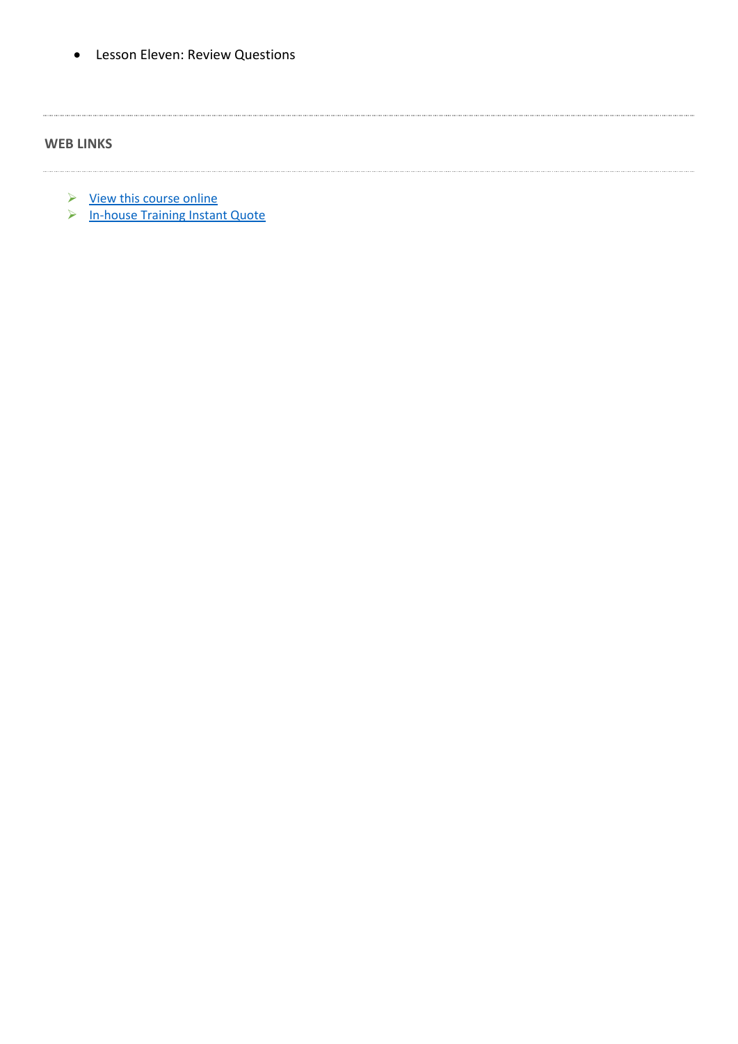- Lesson Eleven: Review Questions

---

**WEB LINKS**

---

- View this course online
- In-house Training Instant Quote